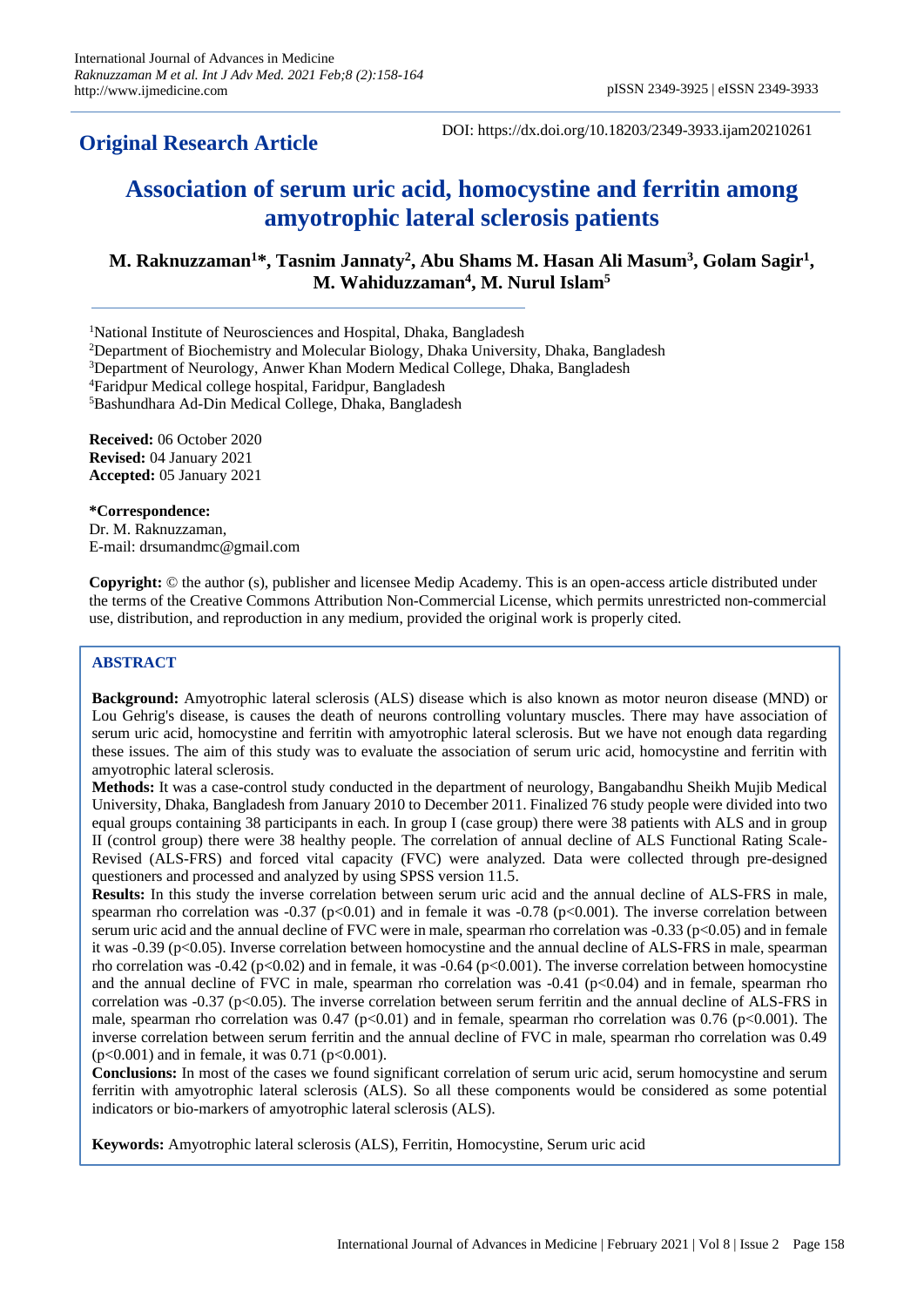**Original Research Article**

DOI: https://dx.doi.org/10.18203/2349-3933.ijam20210261

# Association of serum uric acid, homocystine and ferritin among amyotrophic lateral sclerosis patients

**M. Raknuzzaman[1]*, Tasnim Jannaty[2], Abu Shams M. Hasan Ali Masum[3], Golam Sagir[1], M. Wahiduzzaman[4], M. Nurul Islam[5]**

[1]National Institute of Neurosciences and Hospital, Dhaka, Bangladesh
[2]Department of Biochemistry and Molecular Biology, Dhaka University, Dhaka, Bangladesh
[3]Department of Neurology, Anwer Khan Modern Medical College, Dhaka, Bangladesh
[4]Faridpur Medical college hospital, Faridpur, Bangladesh
[5]Bashundhara Ad-Din Medical College, Dhaka, Bangladesh

**Received:** 06 October 2020
**Revised:** 04 January 2021
**Accepted:** 05 January 2021

***Correspondence:**
Dr. M. Raknuzzaman,
E-mail: drsumandmc@gmail.com

**Copyright:** © the author (s), publisher and licensee Medip Academy. This is an open-access article distributed under the terms of the Creative Commons Attribution Non-Commercial License, which permits unrestricted non-commercial use, distribution, and reproduction in any medium, provided the original work is properly cited.

## ABSTRACT

**Background:** Amyotrophic lateral sclerosis (ALS) disease which is also known as motor neuron disease (MND) or Lou Gehrig's disease, is causes the death of neurons controlling voluntary muscles. There may have association of serum uric acid, homocystine and ferritin with amyotrophic lateral sclerosis. But we have not enough data regarding these issues. The aim of this study was to evaluate the association of serum uric acid, homocystine and ferritin with amyotrophic lateral sclerosis.

**Methods:** It was a case-control study conducted in the department of neurology, Bangabandhu Sheikh Mujib Medical University, Dhaka, Bangladesh from January 2010 to December 2011. Finalized 76 study people were divided into two equal groups containing 38 participants in each. In group I (case group) there were 38 patients with ALS and in group II (control group) there were 38 healthy people. The correlation of annual decline of ALS Functional Rating Scale-Revised (ALS-FRS) and forced vital capacity (FVC) were analyzed. Data were collected through pre-designed questioners and processed and analyzed by using SPSS version 11.5.

**Results:** In this study the inverse correlation between serum uric acid and the annual decline of ALS-FRS in male, spearman rho correlation was -0.37 ($p<0.01$) and in female it was -0.78 ($p<0.001$). The inverse correlation between serum uric acid and the annual decline of FVC were in male, spearman rho correlation was -0.33 ($p<0.05$) and in female it was -0.39 ($p<0.05$). Inverse correlation between homocystine and the annual decline of ALS-FRS in male, spearman rho correlation was -0.42 ($p<0.02$) and in female, it was -0.64 ($p<0.001$). The inverse correlation between homocystine and the annual decline of FVC in male, spearman rho correlation was -0.41 ($p<0.04$) and in female, spearman rho correlation was -0.37 ($p<0.05$). The inverse correlation between serum ferritin and the annual decline of ALS-FRS in male, spearman rho correlation was 0.47 ($p<0.01$) and in female, spearman rho correlation was 0.76 ($p<0.001$). The inverse correlation between serum ferritin and the annual decline of FVC in male, spearman rho correlation was 0.49 ($p<0.001$) and in female, it was 0.71 ($p<0.001$).

**Conclusions:** In most of the cases we found significant correlation of serum uric acid, serum homocystine and serum ferritin with amyotrophic lateral sclerosis (ALS). So all these components would be considered as some potential indicators or bio-markers of amyotrophic lateral sclerosis (ALS).

**Keywords:** Amyotrophic lateral sclerosis (ALS), Ferritin, Homocystine, Serum uric acid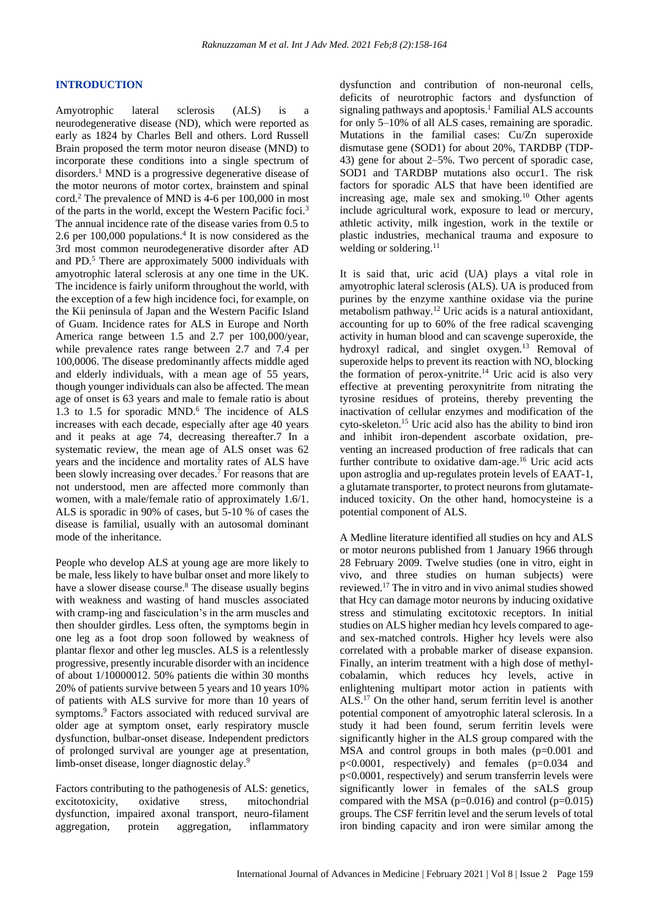## INTRODUCTION

Amyotrophic lateral sclerosis (ALS) is a neurodegenerative disease (ND), which were reported as early as 1824 by Charles Bell and others. Lord Russell Brain proposed the term motor neuron disease (MND) to incorporate these conditions into a single spectrum of disorders.[1] MND is a progressive degenerative disease of the motor neurons of motor cortex, brainstem and spinal cord.[2] The prevalence of MND is 4-6 per 100,000 in most of the parts in the world, except the Western Pacific foci.[3] The annual incidence rate of the disease varies from 0.5 to 2.6 per 100,000 populations.[4] It is now considered as the 3rd most common neurodegenerative disorder after AD and PD.[5] There are approximately 5000 individuals with amyotrophic lateral sclerosis at any one time in the UK. The incidence is fairly uniform throughout the world, with the exception of a few high incidence foci, for example, on the Kii peninsula of Japan and the Western Pacific Island of Guam. Incidence rates for ALS in Europe and North America range between 1.5 and 2.7 per 100,000/year, while prevalence rates range between 2.7 and 7.4 per 100,0006. The disease predominantly affects middle aged and elderly individuals, with a mean age of 55 years, though younger individuals can also be affected. The mean age of onset is 63 years and male to female ratio is about 1.3 to 1.5 for sporadic MND.[6] The incidence of ALS increases with each decade, especially after age 40 years and it peaks at age 74, decreasing thereafter.7 In a systematic review, the mean age of ALS onset was 62 years and the incidence and mortality rates of ALS have been slowly increasing over decades.[7] For reasons that are not understood, men are affected more commonly than women, with a male/female ratio of approximately 1.6/1. ALS is sporadic in 90% of cases, but 5-10 % of cases the disease is familial, usually with an autosomal dominant mode of the inheritance.

People who develop ALS at young age are more likely to be male, less likely to have bulbar onset and more likely to have a slower disease course.[8] The disease usually begins with weakness and wasting of hand muscles associated with cramp-ing and fasciculation's in the arm muscles and then shoulder girdles. Less often, the symptoms begin in one leg as a foot drop soon followed by weakness of plantar flexor and other leg muscles. ALS is a relentlessly progressive, presently incurable disorder with an incidence of about 1/10000012. 50% patients die within 30 months 20% of patients survive between 5 years and 10 years 10% of patients with ALS survive for more than 10 years of symptoms.[9] Factors associated with reduced survival are older age at symptom onset, early respiratory muscle dysfunction, bulbar-onset disease. Independent predictors of prolonged survival are younger age at presentation, limb-onset disease, longer diagnostic delay.[9]

Factors contributing to the pathogenesis of ALS: genetics, excitotoxicity, oxidative stress, mitochondrial dysfunction, impaired axonal transport, neuro-filament aggregation, protein aggregation, inflammatory dysfunction and contribution of non-neuronal cells, deficits of neurotrophic factors and dysfunction of signaling pathways and apoptosis.[1] Familial ALS accounts for only 5–10% of all ALS cases, remaining are sporadic. Mutations in the familial cases: Cu/Zn superoxide dismutase gene (SOD1) for about 20%, TARDBP (TDP-43) gene for about 2–5%. Two percent of sporadic case, SOD1 and TARDBP mutations also occur1. The risk factors for sporadic ALS that have been identified are increasing age, male sex and smoking.[10] Other agents include agricultural work, exposure to lead or mercury, athletic activity, milk ingestion, work in the textile or plastic industries, mechanical trauma and exposure to welding or soldering.[11]

It is said that, uric acid (UA) plays a vital role in amyotrophic lateral sclerosis (ALS). UA is produced from purines by the enzyme xanthine oxidase via the purine metabolism pathway.[12] Uric acids is a natural antioxidant, accounting for up to 60% of the free radical scavenging activity in human blood and can scavenge superoxide, the hydroxyl radical, and singlet oxygen.[13] Removal of superoxide helps to prevent its reaction with NO, blocking the formation of perox-ynitrite.[14] Uric acid is also very effective at preventing peroxynitrite from nitrating the tyrosine residues of proteins, thereby preventing the inactivation of cellular enzymes and modification of the cyto-skeleton.[15] Uric acid also has the ability to bind iron and inhibit iron-dependent ascorbate oxidation, pre-venting an increased production of free radicals that can further contribute to oxidative dam-age.[16] Uric acid acts upon astroglia and up-regulates protein levels of EAAT-1, a glutamate transporter, to protect neurons from glutamate-induced toxicity. On the other hand, homocysteine is a potential component of ALS.

A Medline literature identified all studies on hcy and ALS or motor neurons published from 1 January 1966 through 28 February 2009. Twelve studies (one in vitro, eight in vivo, and three studies on human subjects) were reviewed.[17] The in vitro and in vivo animal studies showed that Hcy can damage motor neurons by inducing oxidative stress and stimulating excitotoxic receptors. In initial studies on ALS higher median hcy levels compared to age- and sex-matched controls. Higher hcy levels were also correlated with a probable marker of disease expansion. Finally, an interim treatment with a high dose of methyl-cobalamin, which reduces hcy levels, active in enlightening multipart motor action in patients with ALS.[17] On the other hand, serum ferritin level is another potential component of amyotrophic lateral sclerosis. In a study it had been found, serum ferritin levels were significantly higher in the ALS group compared with the MSA and control groups in both males ($p=0.001$ and $p<0.0001$, respectively) and females ($p=0.034$ and $p<0.0001$, respectively) and serum transferrin levels were significantly lower in females of the sALS group compared with the MSA ($p=0.016$) and control ($p=0.015$) groups. The CSF ferritin level and the serum levels of total iron binding capacity and iron were similar among the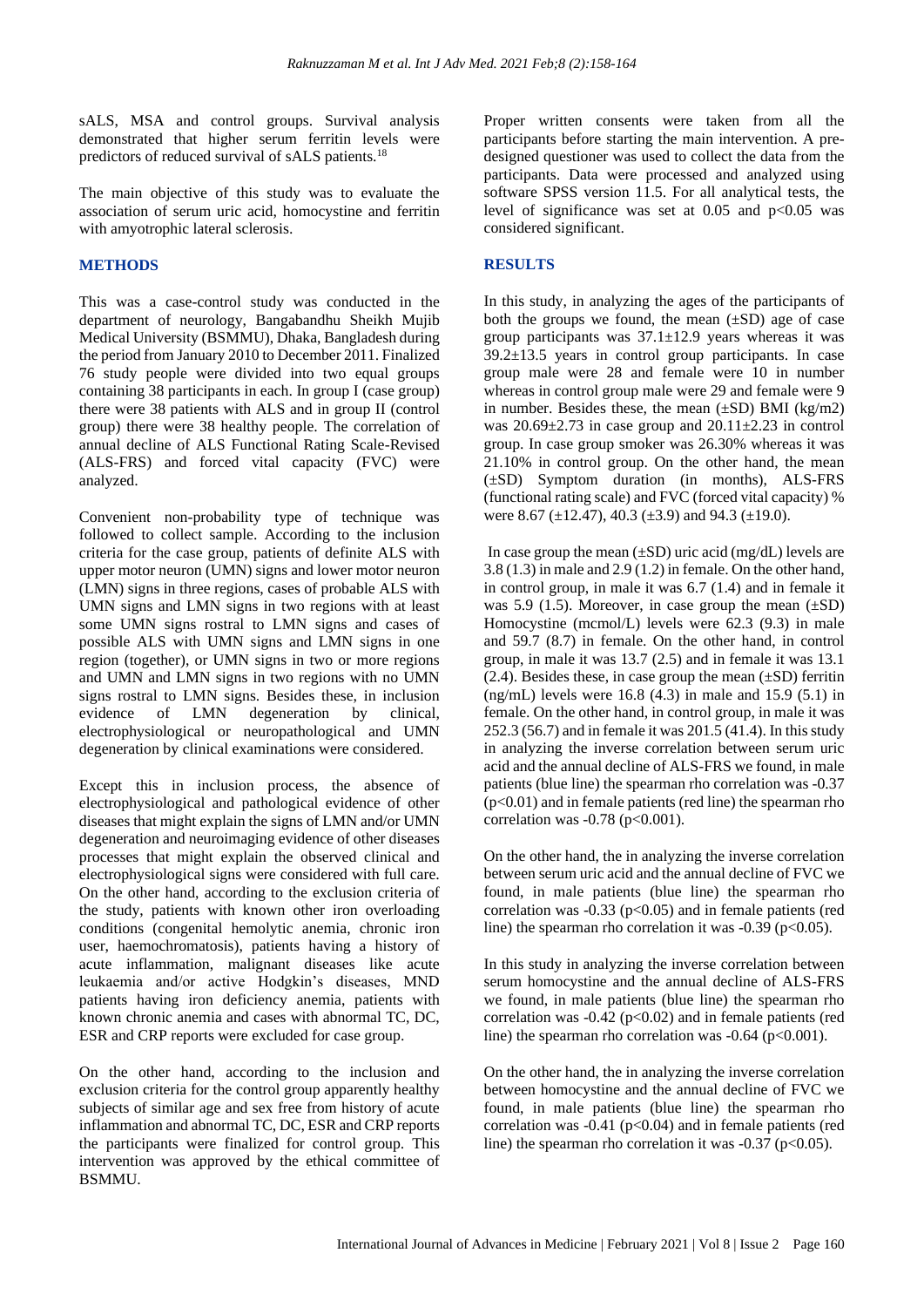sALS, MSA and control groups. Survival analysis demonstrated that higher serum ferritin levels were predictors of reduced survival of sALS patients.[18]

The main objective of this study was to evaluate the association of serum uric acid, homocystine and ferritin with amyotrophic lateral sclerosis.

## METHODS

This was a case-control study was conducted in the department of neurology, Bangabandhu Sheikh Mujib Medical University (BSMMU), Dhaka, Bangladesh during the period from January 2010 to December 2011. Finalized 76 study people were divided into two equal groups containing 38 participants in each. In group I (case group) there were 38 patients with ALS and in group II (control group) there were 38 healthy people. The correlation of annual decline of ALS Functional Rating Scale-Revised (ALS-FRS) and forced vital capacity (FVC) were analyzed.

Convenient non-probability type of technique was followed to collect sample. According to the inclusion criteria for the case group, patients of definite ALS with upper motor neuron (UMN) signs and lower motor neuron (LMN) signs in three regions, cases of probable ALS with UMN signs and LMN signs in two regions with at least some UMN signs rostral to LMN signs and cases of possible ALS with UMN signs and LMN signs in one region (together), or UMN signs in two or more regions and UMN and LMN signs in two regions with no UMN signs rostral to LMN signs. Besides these, in inclusion evidence of LMN degeneration by clinical, electrophysiological or neuropathological and UMN degeneration by clinical examinations were considered.

Except this in inclusion process, the absence of electrophysiological and pathological evidence of other diseases that might explain the signs of LMN and/or UMN degeneration and neuroimaging evidence of other diseases processes that might explain the observed clinical and electrophysiological signs were considered with full care. On the other hand, according to the exclusion criteria of the study, patients with known other iron overloading conditions (congenital hemolytic anemia, chronic iron user, haemochromatosis), patients having a history of acute inflammation, malignant diseases like acute leukaemia and/or active Hodgkin's diseases, MND patients having iron deficiency anemia, patients with known chronic anemia and cases with abnormal TC, DC, ESR and CRP reports were excluded for case group.

On the other hand, according to the inclusion and exclusion criteria for the control group apparently healthy subjects of similar age and sex free from history of acute inflammation and abnormal TC, DC, ESR and CRP reports the participants were finalized for control group. This intervention was approved by the ethical committee of BSMMU.

Proper written consents were taken from all the participants before starting the main intervention. A pre-designed questioner was used to collect the data from the participants. Data were processed and analyzed using software SPSS version 11.5. For all analytical tests, the level of significance was set at 0.05 and $p<0.05$ was considered significant.

## RESULTS

In this study, in analyzing the ages of the participants of both the groups we found, the mean (±SD) age of case group participants was 37.1±12.9 years whereas it was 39.2±13.5 years in control group participants. In case group male were 28 and female were 10 in number whereas in control group male were 29 and female were 9 in number. Besides these, the mean (±SD) BMI ($kg/m^2$) was 20.69±2.73 in case group and 20.11±2.23 in control group. In case group smoker was 26.30% whereas it was 21.10% in control group. On the other hand, the mean (±SD) Symptom duration (in months), ALS-FRS (functional rating scale) and FVC (forced vital capacity) % were 8.67 (±12.47), 40.3 (±3.9) and 94.3 (±19.0).

In case group the mean (±SD) uric acid (mg/dL) levels are 3.8 (1.3) in male and 2.9 (1.2) in female. On the other hand, in control group, in male it was 6.7 (1.4) and in female it was 5.9 (1.5). Moreover, in case group the mean (±SD) Homocystine (mcmol/L) levels were 62.3 (9.3) in male and 59.7 (8.7) in female. On the other hand, in control group, in male it was 13.7 (2.5) and in female it was 13.1 (2.4). Besides these, in case group the mean (±SD) ferritin (ng/mL) levels were 16.8 (4.3) in male and 15.9 (5.1) in female. On the other hand, in control group, in male it was 252.3 (56.7) and in female it was 201.5 (41.4). In this study in analyzing the inverse correlation between serum uric acid and the annual decline of ALS-FRS we found, in male patients (blue line) the spearman rho correlation was -0.37 ($p<0.01$) and in female patients (red line) the spearman rho correlation was -0.78 ($p<0.001$).

On the other hand, the in analyzing the inverse correlation between serum uric acid and the annual decline of FVC we found, in male patients (blue line) the spearman rho correlation was -0.33 ($p<0.05$) and in female patients (red line) the spearman rho correlation it was -0.39 ($p<0.05$).

In this study in analyzing the inverse correlation between serum homocystine and the annual decline of ALS-FRS we found, in male patients (blue line) the spearman rho correlation was -0.42 ($p<0.02$) and in female patients (red line) the spearman rho correlation was -0.64 ($p<0.001$).

On the other hand, the in analyzing the inverse correlation between homocystine and the annual decline of FVC we found, in male patients (blue line) the spearman rho correlation was -0.41 ($p<0.04$) and in female patients (red line) the spearman rho correlation it was -0.37 ($p<0.05$).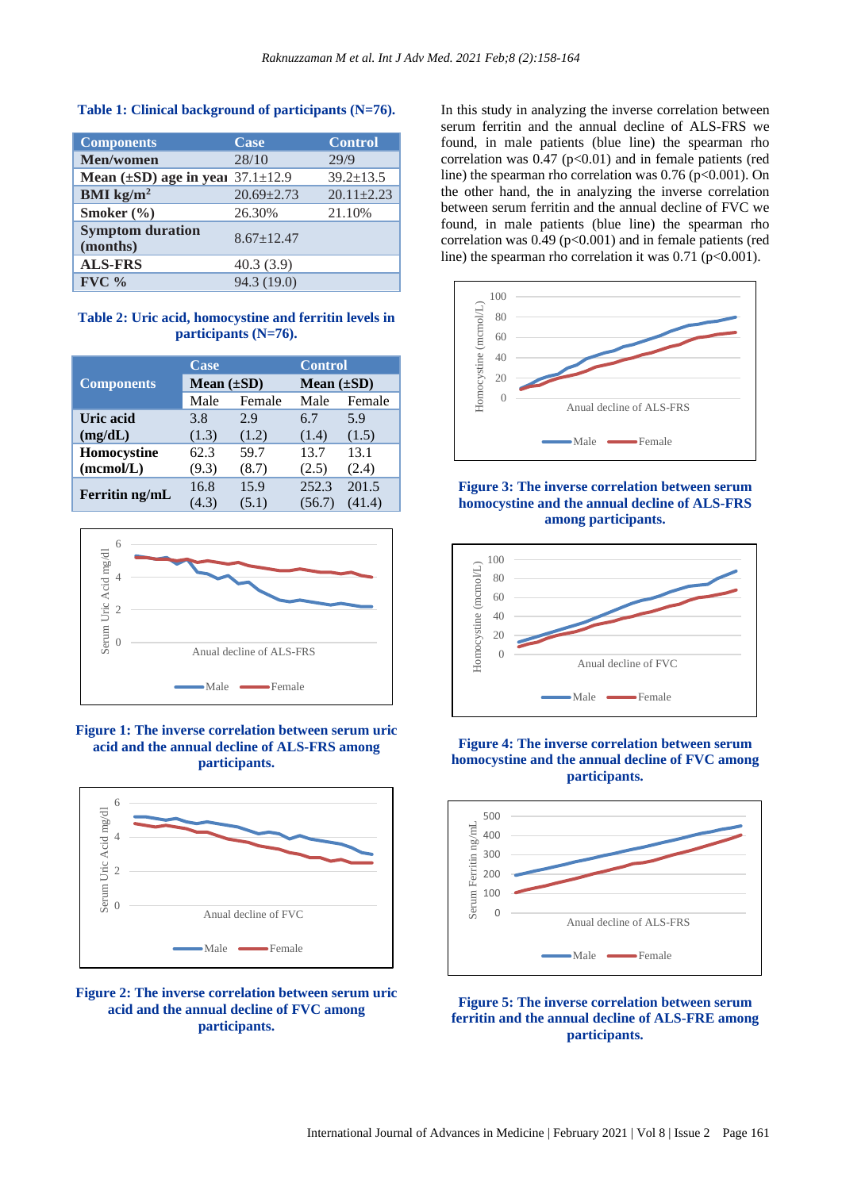**Table 1: Clinical background of participants (N=76).**

| Components | Case | Control |
|---|---|---|
| **Men/women** | 28/10 | 29/9 |
| **Mean (±SD) age in year** | 37.1±12.9 | 39.2±13.5 |
| **BMI kg/m²** | 20.69±2.73 | 20.11±2.23 |
| **Smoker (%)** | 26.30% | 21.10% |
| **Symptom duration (months)** | 8.67±12.47 | |
| **ALS-FRS** | 40.3 (3.9) | |
| **FVC %** | 94.3 (19.0) | |

**Table 2: Uric acid, homocystine and ferritin levels in participants (N=76).**

| Components | Case | | Control | |
|---|---|---|---|---|
| | **Mean (±SD)** | | **Mean (±SD)** | |
| | Male | Female | Male | Female |
| **Uric acid (mg/dL)** | 3.8 (1.3) | 2.9 (1.2) | 6.7 (1.4) | 5.9 (1.5) |
| **Homocystine (mcmol/L)** | 62.3 (9.3) | 59.7 (8.7) | 13.7 (2.5) | 13.1 (2.4) |
| **Ferritin ng/mL** | 16.8 (4.3) | 15.9 (5.1) | 252.3 (56.7) | 201.5 (41.4) |

**Figure 1: The inverse correlation between serum uric acid and the annual decline of ALS-FRS among participants.**

**Figure 2: The inverse correlation between serum uric acid and the annual decline of FVC among participants.**

In this study in analyzing the inverse correlation between serum ferritin and the annual decline of ALS-FRS we found, in male patients (blue line) the spearman rho correlation was 0.47 ($p<0.01$) and in female patients (red line) the spearman rho correlation was 0.76 ($p<0.001$). On the other hand, the in analyzing the inverse correlation between serum ferritin and the annual decline of FVC we found, in male patients (blue line) the spearman rho correlation was 0.49 ($p<0.001$) and in female patients (red line) the spearman rho correlation it was 0.71 ($p<0.001$).

**Figure 3: The inverse correlation between serum homocystine and the annual decline of ALS-FRS among participants.**

**Figure 4: The inverse correlation between serum homocystine and the annual decline of FVC among participants.**

**Figure 5: The inverse correlation between serum ferritin and the annual decline of ALS-FRE among participants.**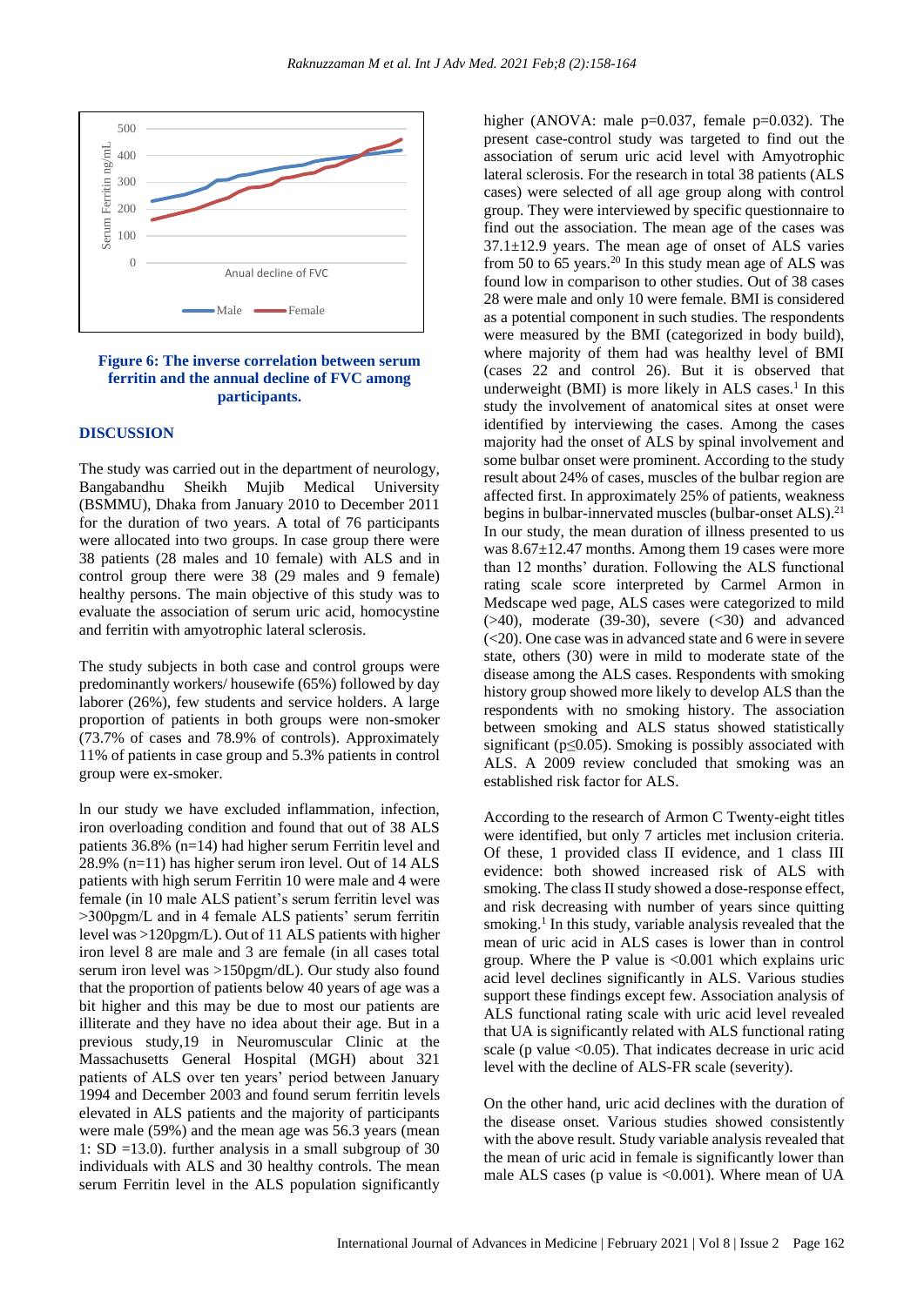**Figure 6: The inverse correlation between serum ferritin and the annual decline of FVC among participants.**

## DISCUSSION

The study was carried out in the department of neurology, Bangabandhu Sheikh Mujib Medical University (BSMMU), Dhaka from January 2010 to December 2011 for the duration of two years. A total of 76 participants were allocated into two groups. In case group there were 38 patients (28 males and 10 female) with ALS and in control group there were 38 (29 males and 9 female) healthy persons. The main objective of this study was to evaluate the association of serum uric acid, homocystine and ferritin with amyotrophic lateral sclerosis.

The study subjects in both case and control groups were predominantly workers/ housewife (65%) followed by day laborer (26%), few students and service holders. A large proportion of patients in both groups were non-smoker (73.7% of cases and 78.9% of controls). Approximately 11% of patients in case group and 5.3% patients in control group were ex-smoker.

In our study we have excluded inflammation, infection, iron overloading condition and found that out of 38 ALS patients 36.8% (n=14) had higher serum Ferritin level and 28.9% (n=11) has higher serum iron level. Out of 14 ALS patients with high serum Ferritin 10 were male and 4 were female (in 10 male ALS patient's serum ferritin level was >300pgm/L and in 4 female ALS patients' serum ferritin level was >120pgm/L). Out of 11 ALS patients with higher iron level 8 are male and 3 are female (in all cases total serum iron level was >150pgm/dL). Our study also found that the proportion of patients below 40 years of age was a bit higher and this may be due to most our patients are illiterate and they have no idea about their age. But in a previous study,19 in Neuromuscular Clinic at the Massachusetts General Hospital (MGH) about 321 patients of ALS over ten years' period between January 1994 and December 2003 and found serum ferritin levels elevated in ALS patients and the majority of participants were male (59%) and the mean age was 56.3 years (mean 1: SD =13.0). further analysis in a small subgroup of 30 individuals with ALS and 30 healthy controls. The mean serum Ferritin level in the ALS population significantly higher (ANOVA: male p=0.037, female p=0.032). The present case-control study was targeted to find out the association of serum uric acid level with Amyotrophic lateral sclerosis. For the research in total 38 patients (ALS cases) were selected of all age group along with control group. They were interviewed by specific questionnaire to find out the association. The mean age of the cases was 37.1±12.9 years. The mean age of onset of ALS varies from 50 to 65 years.[20] In this study mean age of ALS was found low in comparison to other studies. Out of 38 cases 28 were male and only 10 were female. BMI is considered as a potential component in such studies. The respondents were measured by the BMI (categorized in body build), where majority of them had was healthy level of BMI (cases 22 and control 26). But it is observed that underweight (BMI) is more likely in ALS cases.[1] In this study the involvement of anatomical sites at onset were identified by interviewing the cases. Among the cases majority had the onset of ALS by spinal involvement and some bulbar onset were prominent. According to the study result about 24% of cases, muscles of the bulbar region are affected first. In approximately 25% of patients, weakness begins in bulbar-innervated muscles (bulbar-onset ALS).[21] In our study, the mean duration of illness presented to us was 8.67±12.47 months. Among them 19 cases were more than 12 months' duration. Following the ALS functional rating scale score interpreted by Carmel Armon in Medscape wed page, ALS cases were categorized to mild (>40), moderate (39-30), severe (<30) and advanced (<20). One case was in advanced state and 6 were in severe state, others (30) were in mild to moderate state of the disease among the ALS cases. Respondents with smoking history group showed more likely to develop ALS than the respondents with no smoking history. The association between smoking and ALS status showed statistically significant ($p \leq 0.05$). Smoking is possibly associated with ALS. A 2009 review concluded that smoking was an established risk factor for ALS.

According to the research of Armon C Twenty-eight titles were identified, but only 7 articles met inclusion criteria. Of these, 1 provided class II evidence, and 1 class III evidence: both showed increased risk of ALS with smoking. The class II study showed a dose-response effect, and risk decreasing with number of years since quitting smoking.[1] In this study, variable analysis revealed that the mean of uric acid in ALS cases is lower than in control group. Where the P value is <0.001 which explains uric acid level declines significantly in ALS. Various studies support these findings except few. Association analysis of ALS functional rating scale with uric acid level revealed that UA is significantly related with ALS functional rating scale (p value <0.05). That indicates decrease in uric acid level with the decline of ALS-FR scale (severity).

On the other hand, uric acid declines with the duration of the disease onset. Various studies showed consistently with the above result. Study variable analysis revealed that the mean of uric acid in female is significantly lower than male ALS cases (p value is <0.001). Where mean of UA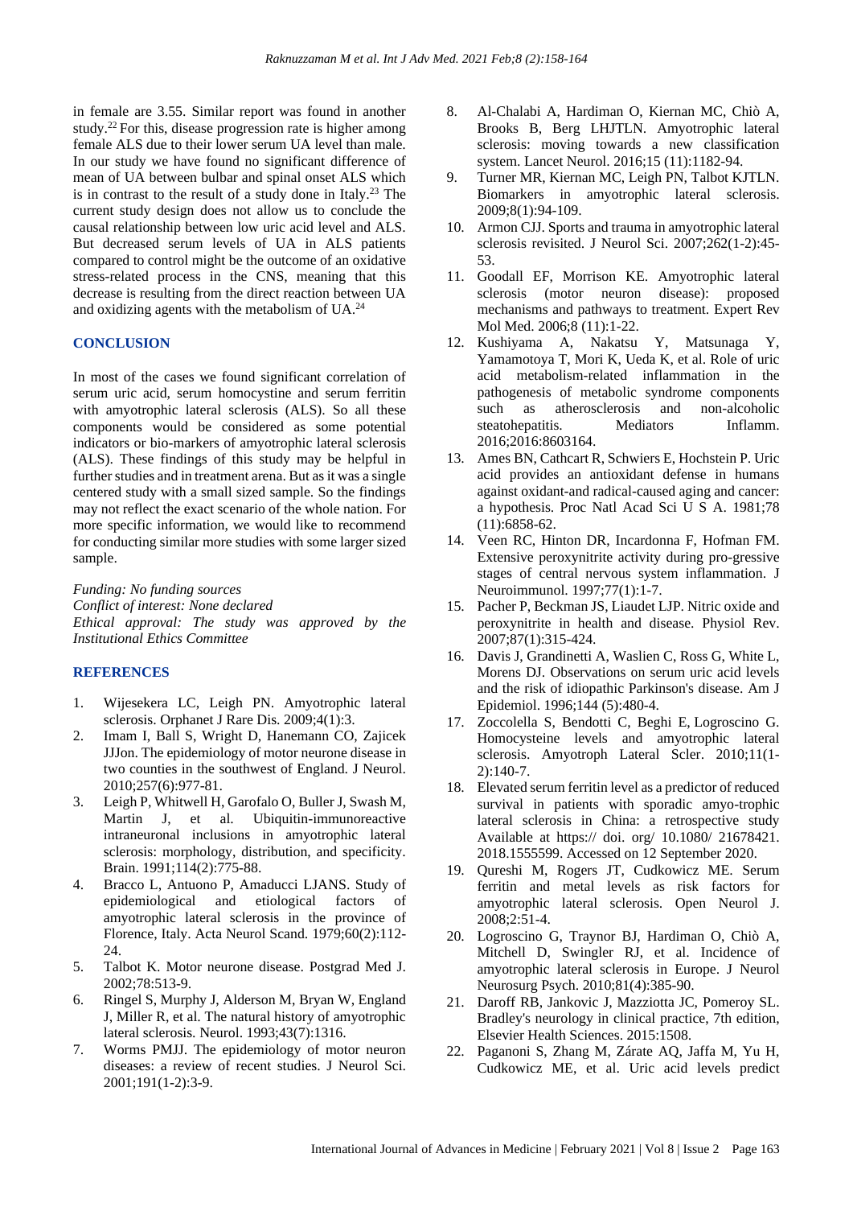in female are 3.55. Similar report was found in another study.[22] For this, disease progression rate is higher among female ALS due to their lower serum UA level than male. In our study we have found no significant difference of mean of UA between bulbar and spinal onset ALS which is in contrast to the result of a study done in Italy.[23] The current study design does not allow us to conclude the causal relationship between low uric acid level and ALS. But decreased serum levels of UA in ALS patients compared to control might be the outcome of an oxidative stress-related process in the CNS, meaning that this decrease is resulting from the direct reaction between UA and oxidizing agents with the metabolism of UA.[24]

## CONCLUSION

In most of the cases we found significant correlation of serum uric acid, serum homocystine and serum ferritin with amyotrophic lateral sclerosis (ALS). So all these components would be considered as some potential indicators or bio-markers of amyotrophic lateral sclerosis (ALS). These findings of this study may be helpful in further studies and in treatment arena. But as it was a single centered study with a small sized sample. So the findings may not reflect the exact scenario of the whole nation. For more specific information, we would like to recommend for conducting similar more studies with some larger sized sample.

*Funding: No funding sources*
*Conflict of interest: None declared*
*Ethical approval: The study was approved by the Institutional Ethics Committee*

## REFERENCES

1. Wijesekera LC, Leigh PN. Amyotrophic lateral sclerosis. Orphanet J Rare Dis. 2009;4(1):3.
2. Imam I, Ball S, Wright D, Hanemann CO, Zajicek JJJon. The epidemiology of motor neurone disease in two counties in the southwest of England. J Neurol. 2010;257(6):977-81.
3. Leigh P, Whitwell H, Garofalo O, Buller J, Swash M, Martin J, et al. Ubiquitin-immunoreactive intraneuronal inclusions in amyotrophic lateral sclerosis: morphology, distribution, and specificity. Brain. 1991;114(2):775-88.
4. Bracco L, Antuono P, Amaducci LJANS. Study of epidemiological and etiological factors of amyotrophic lateral sclerosis in the province of Florence, Italy. Acta Neurol Scand. 1979;60(2):112-24.
5. Talbot K. Motor neurone disease. Postgrad Med J. 2002;78:513-9.
6. Ringel S, Murphy J, Alderson M, Bryan W, England J, Miller R, et al. The natural history of amyotrophic lateral sclerosis. Neurol. 1993;43(7):1316.
7. Worms PMJJ. The epidemiology of motor neuron diseases: a review of recent studies. J Neurol Sci. 2001;191(1-2):3-9.
8. Al-Chalabi A, Hardiman O, Kiernan MC, Chiò A, Brooks B, Berg LHJTLN. Amyotrophic lateral sclerosis: moving towards a new classification system. Lancet Neurol. 2016;15 (11):1182-94.
9. Turner MR, Kiernan MC, Leigh PN, Talbot KJTLN. Biomarkers in amyotrophic lateral sclerosis. 2009;8(1):94-109.
10. Armon CJJ. Sports and trauma in amyotrophic lateral sclerosis revisited. J Neurol Sci. 2007;262(1-2):45-53.
11. Goodall EF, Morrison KE. Amyotrophic lateral sclerosis (motor neuron disease): proposed mechanisms and pathways to treatment. Expert Rev Mol Med. 2006;8 (11):1-22.
12. Kushiyama A, Nakatsu Y, Matsunaga Y, Yamamotoya T, Mori K, Ueda K, et al. Role of uric acid metabolism-related inflammation in the pathogenesis of metabolic syndrome components such as atherosclerosis and non-alcoholic steatohepatitis. Mediators Inflamm. 2016;2016:8603164.
13. Ames BN, Cathcart R, Schwiers E, Hochstein P. Uric acid provides an antioxidant defense in humans against oxidant-and radical-caused aging and cancer: a hypothesis. Proc Natl Acad Sci U S A. 1981;78 (11):6858-62.
14. Veen RC, Hinton DR, Incardonna F, Hofman FM. Extensive peroxynitrite activity during pro-gressive stages of central nervous system inflammation. J Neuroimmunol. 1997;77(1):1-7.
15. Pacher P, Beckman JS, Liaudet LJP. Nitric oxide and peroxynitrite in health and disease. Physiol Rev. 2007;87(1):315-424.
16. Davis J, Grandinetti A, Waslien C, Ross G, White L, Morens DJ. Observations on serum uric acid levels and the risk of idiopathic Parkinson's disease. Am J Epidemiol. 1996;144 (5):480-4.
17. Zoccolella S, Bendotti C, Beghi E, Logroscino G. Homocysteine levels and amyotrophic lateral sclerosis. Amyotroph Lateral Scler. 2010;11(1-2):140-7.
18. Elevated serum ferritin level as a predictor of reduced survival in patients with sporadic amyo-trophic lateral sclerosis in China: a retrospective study Available at https:// doi. org/ 10.1080/ 21678421. 2018.1555599. Accessed on 12 September 2020.
19. Qureshi M, Rogers JT, Cudkowicz ME. Serum ferritin and metal levels as risk factors for amyotrophic lateral sclerosis. Open Neurol J. 2008;2:51-4.
20. Logroscino G, Traynor BJ, Hardiman O, Chiò A, Mitchell D, Swingler RJ, et al. Incidence of amyotrophic lateral sclerosis in Europe. J Neurol Neurosurg Psych. 2010;81(4):385-90.
21. Daroff RB, Jankovic J, Mazziotta JC, Pomeroy SL. Bradley's neurology in clinical practice, 7th edition, Elsevier Health Sciences. 2015:1508.
22. Paganoni S, Zhang M, Zárate AQ, Jaffa M, Yu H, Cudkowicz ME, et al. Uric acid levels predict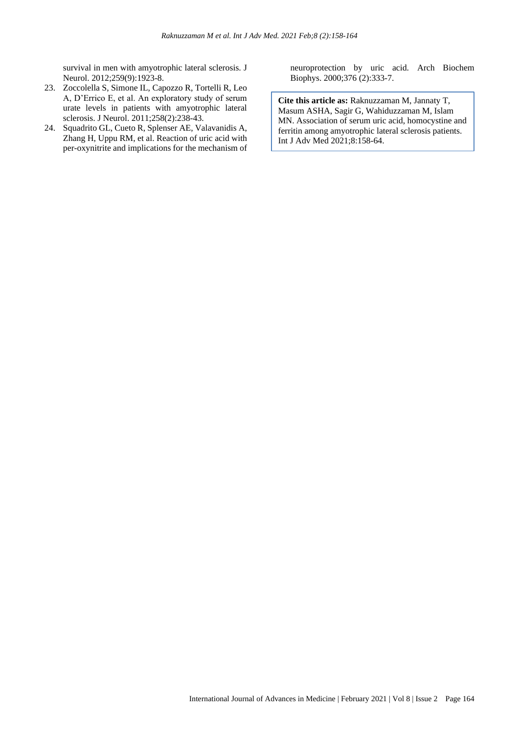survival in men with amyotrophic lateral sclerosis. J Neurol. 2012;259(9):1923-8.

23. Zoccolella S, Simone IL, Capozzo R, Tortelli R, Leo A, D'Errico E, et al. An exploratory study of serum urate levels in patients with amyotrophic lateral sclerosis. J Neurol. 2011;258(2):238-43.
24. Squadrito GL, Cueto R, Splenser AE, Valavanidis A, Zhang H, Uppu RM, et al. Reaction of uric acid with per-oxynitrite and implications for the mechanism of neuroprotection by uric acid. Arch Biochem Biophys. 2000;376 (2):333-7.

**Cite this article as:** Raknuzzaman M, Jannaty T, Masum ASHA, Sagir G, Wahiduzzaman M, Islam MN. Association of serum uric acid, homocystine and ferritin among amyotrophic lateral sclerosis patients. Int J Adv Med 2021;8:158-64.